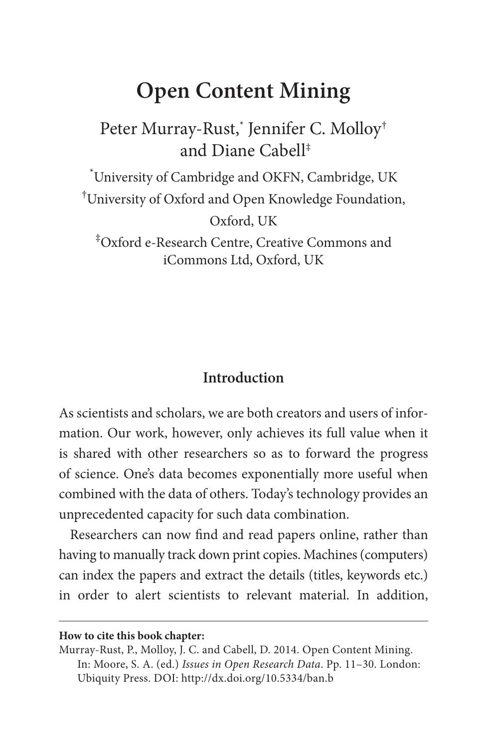# Open Content Mining

Peter Murray-Rust,[*] Jennifer C. Molloy[†] and Diane Cabell[‡]

[*]University of Cambridge and OKFN, Cambridge, UK

[†]University of Oxford and Open Knowledge Foundation, Oxford, UK

[‡]Oxford e-Research Centre, Creative Commons and iCommons Ltd, Oxford, UK

## Introduction

As scientists and scholars, we are both creators and users of information. Our work, however, only achieves its full value when it is shared with other researchers so as to forward the progress of science. One's data becomes exponentially more useful when combined with the data of others. Today's technology provides an unprecedented capacity for such data combination.

Researchers can now find and read papers online, rather than having to manually track down print copies. Machines (computers) can index the papers and extract the details (titles, keywords etc.) in order to alert scientists to relevant material. In addition,

---

**How to cite this book chapter:**

Murray-Rust, P., Molloy, J. C. and Cabell, D. 2014. Open Content Mining. In: Moore, S. A. (ed.) *Issues in Open Research Data*. Pp. 11–30. London: Ubiquity Press. DOI: http://dx.doi.org/10.5334/ban.b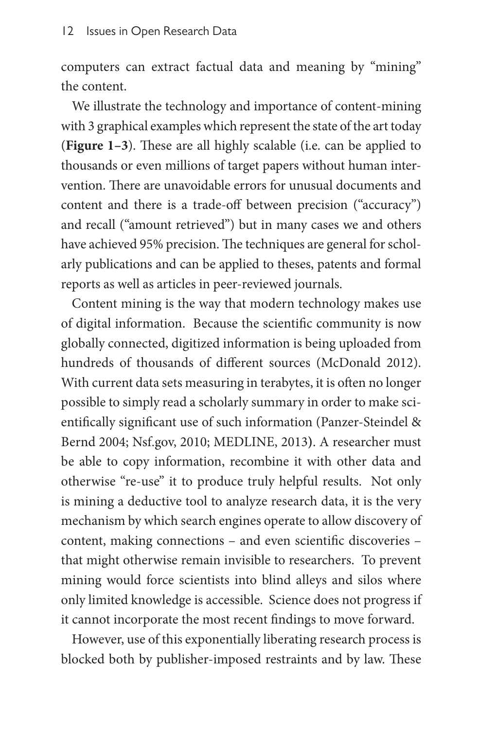computers can extract factual data and meaning by "mining" the content.

We illustrate the technology and importance of content-mining with 3 graphical examples which represent the state of the art today (**Figure 1–3**). These are all highly scalable (i.e. can be applied to thousands or even millions of target papers without human intervention. There are unavoidable errors for unusual documents and content and there is a trade-off between precision ("accuracy") and recall ("amount retrieved") but in many cases we and others have achieved 95% precision. The techniques are general for scholarly publications and can be applied to theses, patents and formal reports as well as articles in peer-reviewed journals.

Content mining is the way that modern technology makes use of digital information. Because the scientific community is now globally connected, digitized information is being uploaded from hundreds of thousands of different sources (McDonald 2012). With current data sets measuring in terabytes, it is often no longer possible to simply read a scholarly summary in order to make scientifically significant use of such information (Panzer-Steindel & Bernd 2004; Nsf.gov, 2010; MEDLINE, 2013). A researcher must be able to copy information, recombine it with other data and otherwise "re-use" it to produce truly helpful results. Not only is mining a deductive tool to analyze research data, it is the very mechanism by which search engines operate to allow discovery of content, making connections – and even scientific discoveries – that might otherwise remain invisible to researchers. To prevent mining would force scientists into blind alleys and silos where only limited knowledge is accessible. Science does not progress if it cannot incorporate the most recent findings to move forward.

However, use of this exponentially liberating research process is blocked both by publisher-imposed restraints and by law. These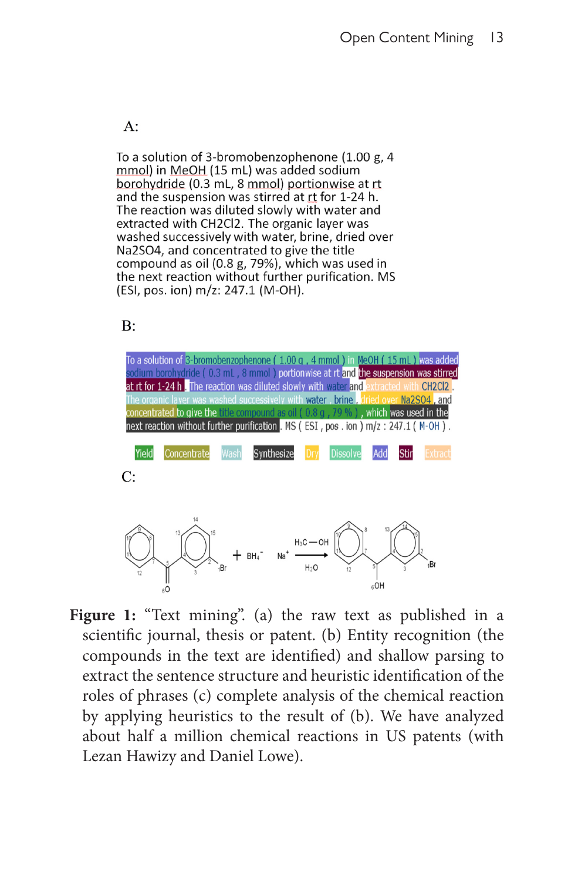A:

To a solution of 3-bromobenzophenone (1.00 g, 4 mmol) in MeOH (15 mL) was added sodium borohydride (0.3 mL, 8 mmol) portionwise at rt and the suspension was stirred at rt for 1-24 h. The reaction was diluted slowly with water and extracted with CH2Cl2. The organic layer was washed successively with water, brine, dried over Na2SO4, and concentrated to give the title compound as oil (0.8 g, 79%), which was used in the next reaction without further purification. MS (ESI, pos. ion) m/z: 247.1 (M-OH).

B:

To a solution of 3-bromobenzophenone ( 1.00 g , 4 mmol ) in MeOH ( 15 mL ) was added sodium borohydride ( 0.3 mL , 8 mmol ) portionwise at rt and the suspension was stirred at rt for 1-24 h . The reaction was diluted slowly with water and extracted with CH2Cl2 . The organic layer was washed successively with water , brine , dried over Na2SO4 , and concentrated to give the title compound as oil ( 0.8 g , 79 % ) , which was used in the next reaction without further purification . MS ( ESI , pos . ion ) m/z : 247.1 ( M-OH ) .

Yield | Concentrate | Wash | Synthesize | Dry | Dissolve | Add | Stir | Extract

C:

**Figure 1:** "Text mining". (a) the raw text as published in a scientific journal, thesis or patent. (b) Entity recognition (the compounds in the text are identified) and shallow parsing to extract the sentence structure and heuristic identification of the roles of phrases (c) complete analysis of the chemical reaction by applying heuristics to the result of (b). We have analyzed about half a million chemical reactions in US patents (with Lezan Hawizy and Daniel Lowe).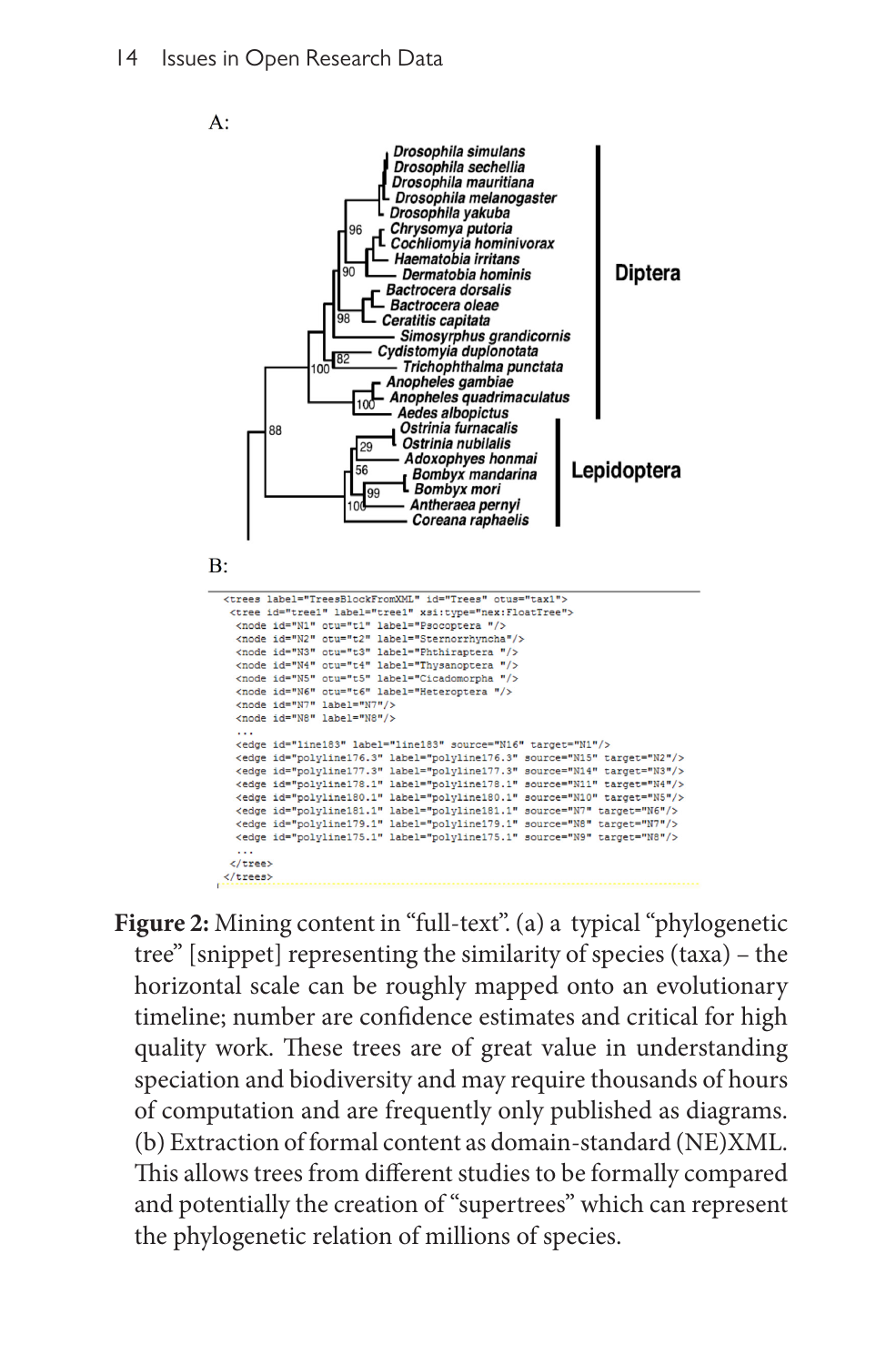A:

B:

```
<trees label="TreesBlockFromXML" id="Trees" otus="tax1">
 <tree id="tree1" label="tree1" xsi:type="nex:FloatTree">
  <node id="N1" otu="t1" label="Psocoptera "/>
  <node id="N2" otu="t2" label="Sternorrhyncha"/>
  <node id="N3" otu="t3" label="Phthiraptera "/>
  <node id="N4" otu="t4" label="Thysanoptera "/>
  <node id="N5" otu="t5" label="Cicadomorpha "/>
  <node id="N6" otu="t6" label="Heteroptera "/>
  <node id="N7" label="N7"/>
  <node id="N8" label="N8"/>
  ...
  <edge id="line183" label="line183" source="N16" target="N1"/>
  <edge id="polyline176.3" label="polyline176.3" source="N15" target="N2"/>
  <edge id="polyline177.3" label="polyline177.3" source="N14" target="N3"/>
  <edge id="polyline178.1" label="polyline178.1" source="N11" target="N4"/>
  <edge id="polyline180.1" label="polyline180.1" source="N10" target="N5"/>
  <edge id="polyline181.1" label="polyline181.1" source="N7" target="N6"/>
  <edge id="polyline179.1" label="polyline179.1" source="N8" target="N7"/>
  <edge id="polyline175.1" label="polyline175.1" source="N9" target="N8"/>
  ...
 </tree>
</trees>
```

**Figure 2:** Mining content in "full-text". (a) a typical "phylogenetic tree" [snippet] representing the similarity of species (taxa) – the horizontal scale can be roughly mapped onto an evolutionary timeline; number are confidence estimates and critical for high quality work. These trees are of great value in understanding speciation and biodiversity and may require thousands of hours of computation and are frequently only published as diagrams. (b) Extraction of formal content as domain-standard (NE)XML. This allows trees from different studies to be formally compared and potentially the creation of "supertrees" which can represent the phylogenetic relation of millions of species.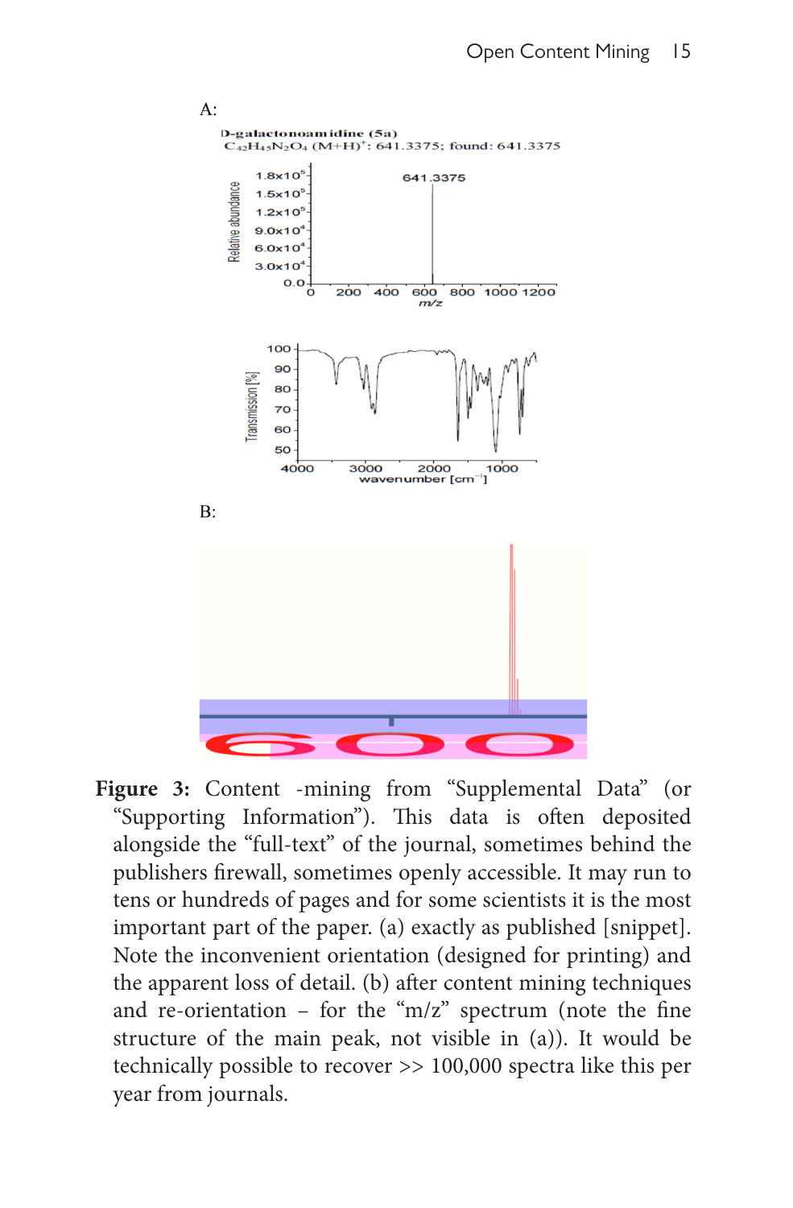A:

D-galactonoamidine (5a)
$C_{42}H_{45}N_2O_4$ $(M+H)^+$: 641.3375; found: 641.3375

B:

**Figure 3:** Content -mining from "Supplemental Data" (or "Supporting Information"). This data is often deposited alongside the "full-text" of the journal, sometimes behind the publishers firewall, sometimes openly accessible. It may run to tens or hundreds of pages and for some scientists it is the most important part of the paper. (a) exactly as published [snippet]. Note the inconvenient orientation (designed for printing) and the apparent loss of detail. (b) after content mining techniques and re-orientation – for the "m/z" spectrum (note the fine structure of the main peak, not visible in (a)). It would be technically possible to recover >> 100,000 spectra like this per year from journals.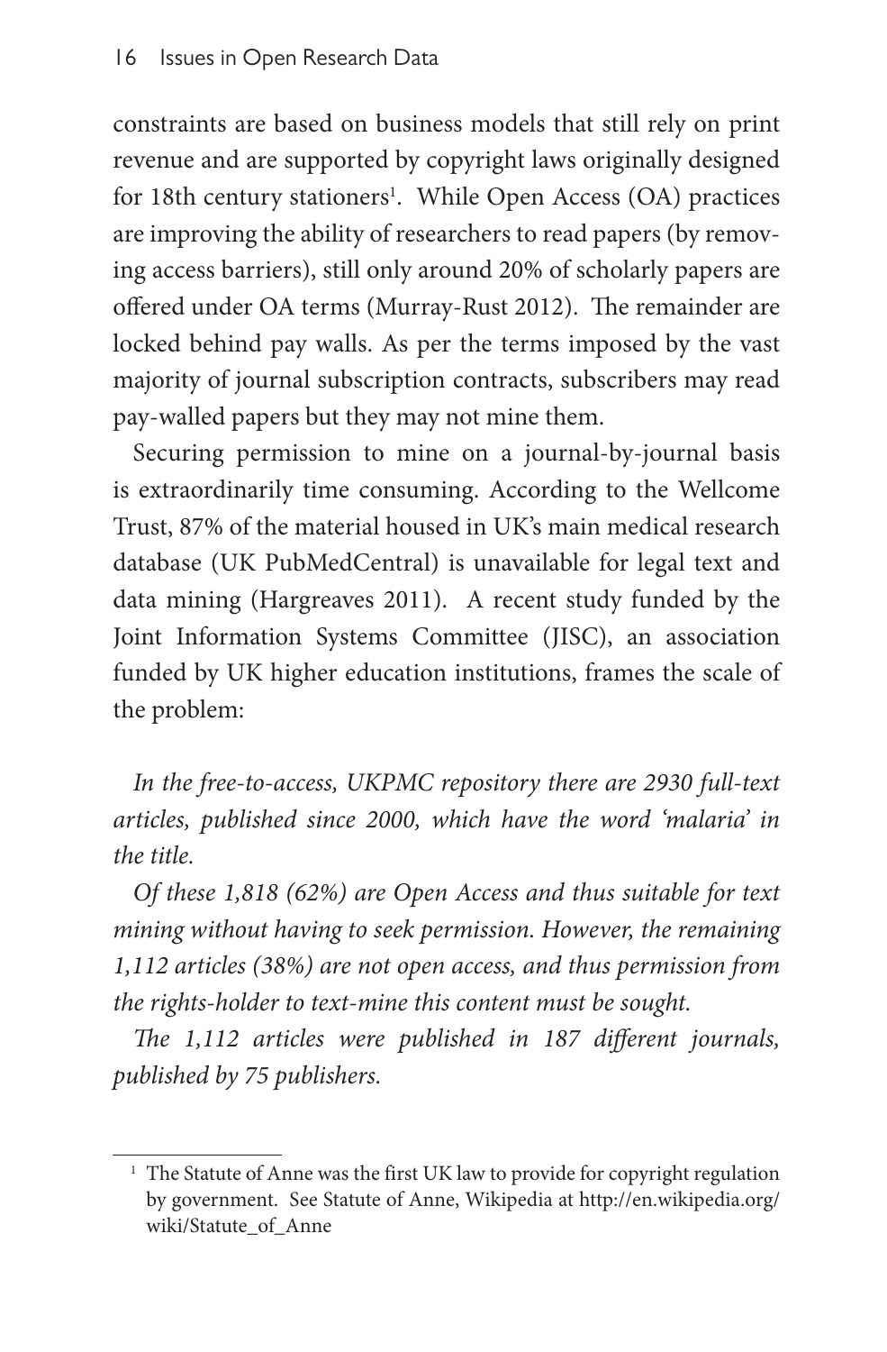constraints are based on business models that still rely on print revenue and are supported by copyright laws originally designed for 18th century stationers[1]. While Open Access (OA) practices are improving the ability of researchers to read papers (by removing access barriers), still only around 20% of scholarly papers are offered under OA terms (Murray-Rust 2012). The remainder are locked behind pay walls. As per the terms imposed by the vast majority of journal subscription contracts, subscribers may read pay-walled papers but they may not mine them.

Securing permission to mine on a journal-by-journal basis is extraordinarily time consuming. According to the Wellcome Trust, 87% of the material housed in UK's main medical research database (UK PubMedCentral) is unavailable for legal text and data mining (Hargreaves 2011). A recent study funded by the Joint Information Systems Committee (JISC), an association funded by UK higher education institutions, frames the scale of the problem:

*In the free-to-access, UKPMC repository there are 2930 full-text articles, published since 2000, which have the word 'malaria' in the title.*

*Of these 1,818 (62%) are Open Access and thus suitable for text mining without having to seek permission. However, the remaining 1,112 articles (38%) are not open access, and thus permission from the rights-holder to text-mine this content must be sought.*

*The 1,112 articles were published in 187 different journals, published by 75 publishers.*

---

[1] The Statute of Anne was the first UK law to provide for copyright regulation by government. See Statute of Anne, Wikipedia at http://en.wikipedia.org/wiki/Statute_of_Anne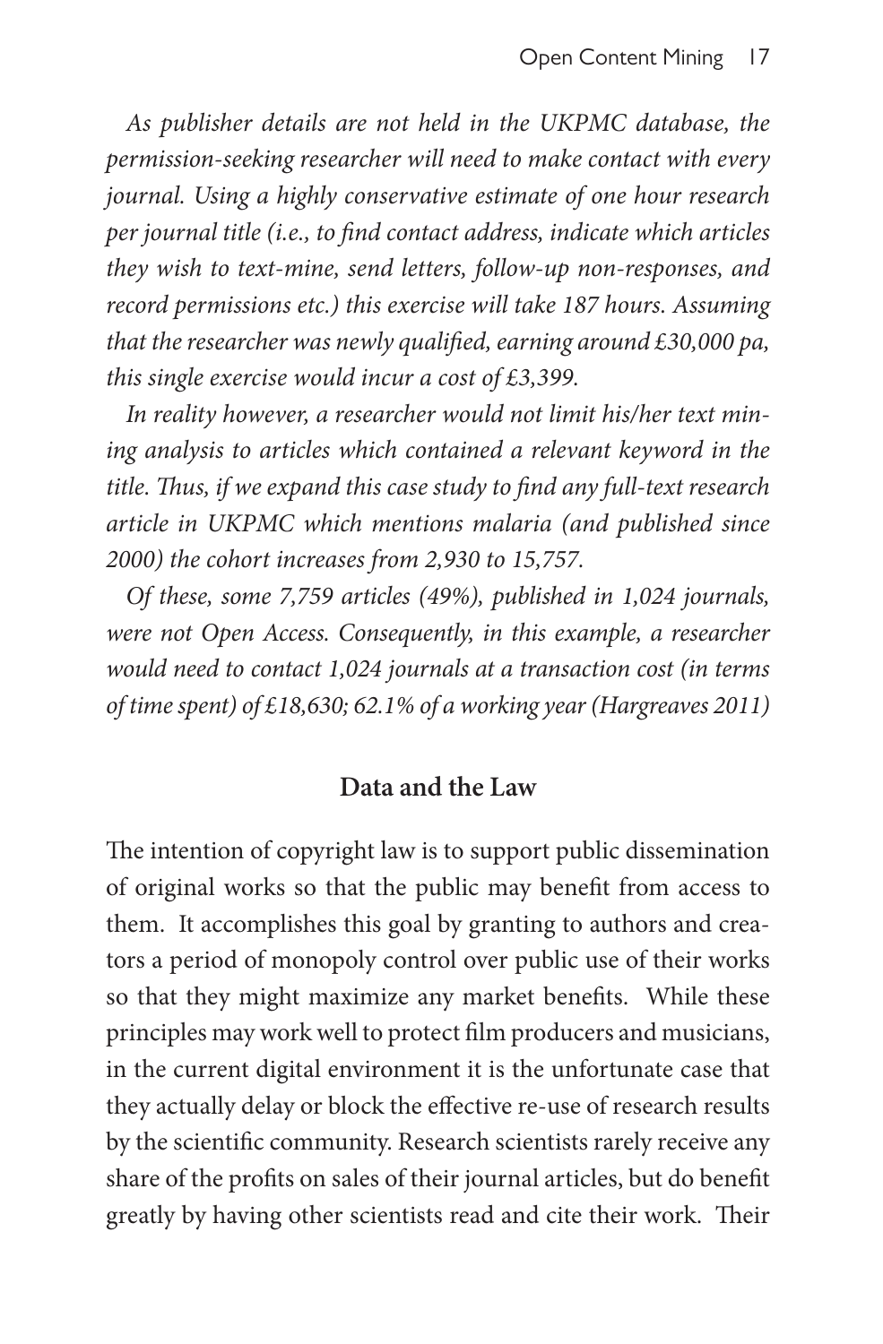*As publisher details are not held in the UKPMC database, the permission-seeking researcher will need to make contact with every journal. Using a highly conservative estimate of one hour research per journal title (i.e., to find contact address, indicate which articles they wish to text-mine, send letters, follow-up non-responses, and record permissions etc.) this exercise will take 187 hours. Assuming that the researcher was newly qualified, earning around £30,000 pa, this single exercise would incur a cost of £3,399.*

*In reality however, a researcher would not limit his/her text mining analysis to articles which contained a relevant keyword in the title. Thus, if we expand this case study to find any full-text research article in UKPMC which mentions malaria (and published since 2000) the cohort increases from 2,930 to 15,757.*

*Of these, some 7,759 articles (49%), published in 1,024 journals, were not Open Access. Consequently, in this example, a researcher would need to contact 1,024 journals at a transaction cost (in terms of time spent) of £18,630; 62.1% of a working year (Hargreaves 2011)*

## Data and the Law

The intention of copyright law is to support public dissemination of original works so that the public may benefit from access to them. It accomplishes this goal by granting to authors and creators a period of monopoly control over public use of their works so that they might maximize any market benefits. While these principles may work well to protect film producers and musicians, in the current digital environment it is the unfortunate case that they actually delay or block the effective re-use of research results by the scientific community. Research scientists rarely receive any share of the profits on sales of their journal articles, but do benefit greatly by having other scientists read and cite their work. Their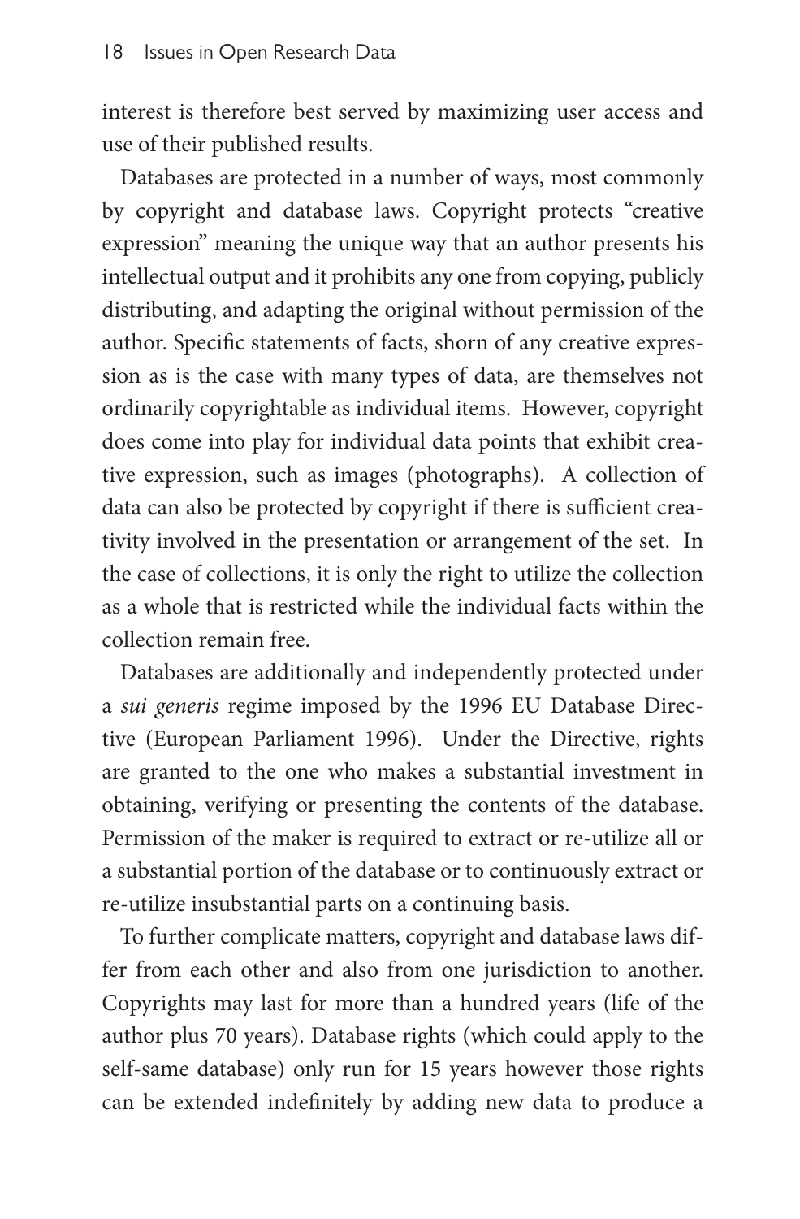interest is therefore best served by maximizing user access and use of their published results.

Databases are protected in a number of ways, most commonly by copyright and database laws. Copyright protects "creative expression" meaning the unique way that an author presents his intellectual output and it prohibits any one from copying, publicly distributing, and adapting the original without permission of the author. Specific statements of facts, shorn of any creative expression as is the case with many types of data, are themselves not ordinarily copyrightable as individual items. However, copyright does come into play for individual data points that exhibit creative expression, such as images (photographs). A collection of data can also be protected by copyright if there is sufficient creativity involved in the presentation or arrangement of the set. In the case of collections, it is only the right to utilize the collection as a whole that is restricted while the individual facts within the collection remain free.

Databases are additionally and independently protected under a *sui generis* regime imposed by the 1996 EU Database Directive (European Parliament 1996). Under the Directive, rights are granted to the one who makes a substantial investment in obtaining, verifying or presenting the contents of the database. Permission of the maker is required to extract or re-utilize all or a substantial portion of the database or to continuously extract or re-utilize insubstantial parts on a continuing basis.

To further complicate matters, copyright and database laws differ from each other and also from one jurisdiction to another. Copyrights may last for more than a hundred years (life of the author plus 70 years). Database rights (which could apply to the self-same database) only run for 15 years however those rights can be extended indefinitely by adding new data to produce a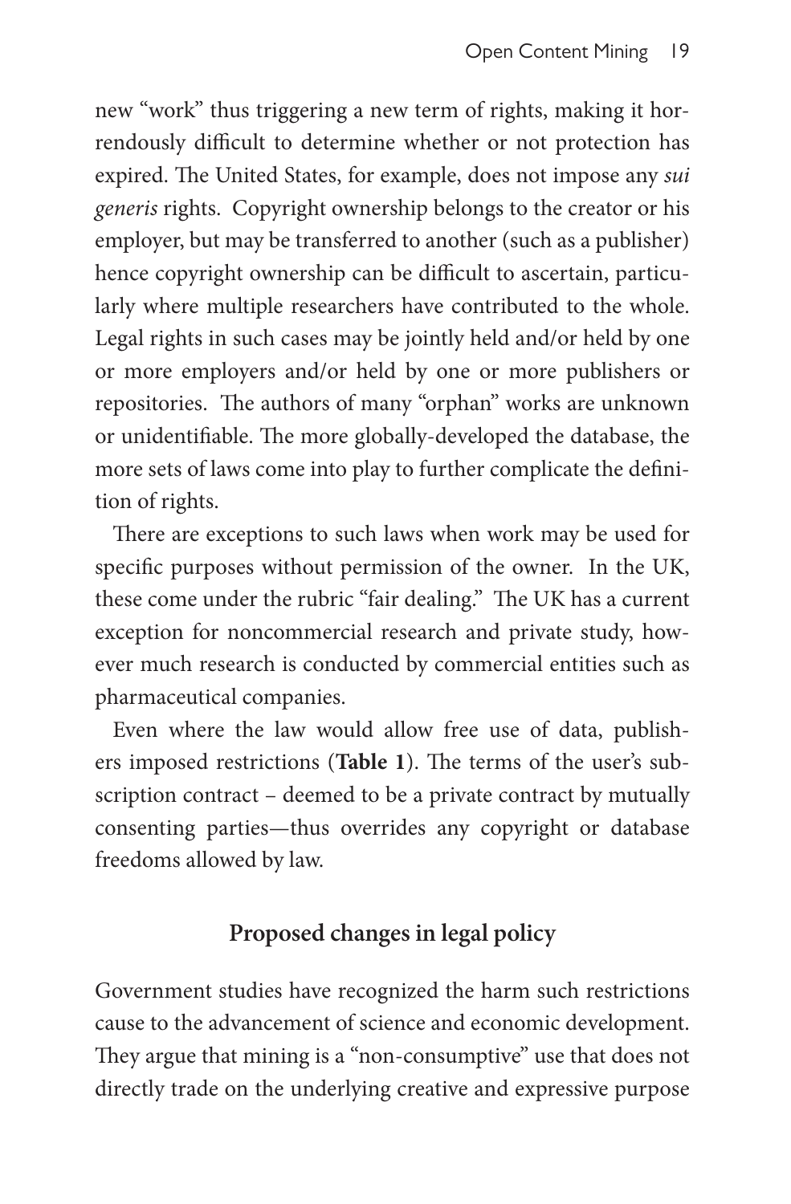new "work" thus triggering a new term of rights, making it horrendously difficult to determine whether or not protection has expired. The United States, for example, does not impose any *sui generis* rights. Copyright ownership belongs to the creator or his employer, but may be transferred to another (such as a publisher) hence copyright ownership can be difficult to ascertain, particularly where multiple researchers have contributed to the whole. Legal rights in such cases may be jointly held and/or held by one or more employers and/or held by one or more publishers or repositories. The authors of many "orphan" works are unknown or unidentifiable. The more globally-developed the database, the more sets of laws come into play to further complicate the definition of rights.

There are exceptions to such laws when work may be used for specific purposes without permission of the owner. In the UK, these come under the rubric "fair dealing." The UK has a current exception for noncommercial research and private study, however much research is conducted by commercial entities such as pharmaceutical companies.

Even where the law would allow free use of data, publishers imposed restrictions (**Table 1**). The terms of the user's subscription contract – deemed to be a private contract by mutually consenting parties—thus overrides any copyright or database freedoms allowed by law.

## Proposed changes in legal policy

Government studies have recognized the harm such restrictions cause to the advancement of science and economic development. They argue that mining is a "non-consumptive" use that does not directly trade on the underlying creative and expressive purpose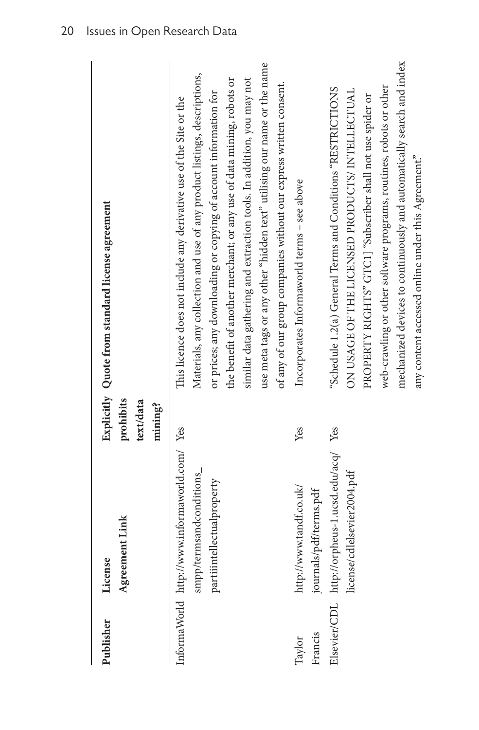| Publisher | License Agreement Link | Explicitly prohibits text/data mining? | Quote from standard license agreement |
|---|---|---|---|
| InformaWorld | http://www.informaworld.com/smpp/termsandconditions_partiiintellectualproperty | Yes | This licence does not include any derivative use of the Site or the Materials, any collection and use of any product listings, descriptions, or prices; any downloading or copying of account information for the benefit of another merchant; or any use of data mining, robots or similar data gathering and extraction tools. In addition, you may not use meta tags or any other "hidden text" utilising our name or the name of any of our group companies without our express written consent. |
| Taylor Francis | http://www.tandf.co.uk/journals/pdf/terms.pdf | Yes | Incorporates Informaworld terms – see above |
| Elsevier/CDL | http://orpheus-1.ucsd.edu/acq/license/cdlelsevier2004.pdf | Yes | "Schedule 1.2(a) General Terms and Conditions "RESTRICTIONS ON USAGE OF THE LICENSED PRODUCTS/ INTELLECTUAL PROPERTY RIGHTS" GTC1] "Subscriber shall not use spider or web-crawling or other software programs, routines, robots or other mechanized devices to continuously and automatically search and index any content accessed online under this Agreement." |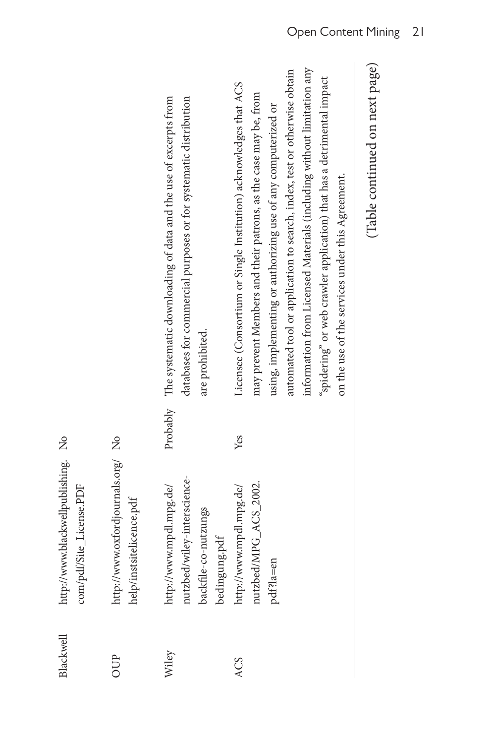| | | | |
|---|---|---|---|
| Blackwell | http://www.blackwellpublishing.com/pdf/Site_License.PDF | No | |
| OUP | http://www.oxfordjournals.org/help/instsitelicence.pdf | No | |
| Wiley | http://www.mpdl.mpg.de/nutzbed/wiley-interscience-backfile-co-nutzungsbedingung.pdf | Probably | The systematic downloading of data and the use of excerpts from databases for commercial purposes or for systematic distribution are prohibited. |
| ACS | http://www.mpdl.mpg.de/nutzbed/MPG_ACS_2002.pdf?la=en | Yes | Licensee (Consortium or Single Institution) acknowledges that ACS may prevent Members and their patrons, as the case may be, from using, implementing or authorizing use of any computerized or automated tool or application to search, index, test or otherwise obtain information from Licensed Materials (including without limitation any "spidering" or web crawler application) that has a detrimental impact on the use of the services under this Agreement. |

(Table continued on next page)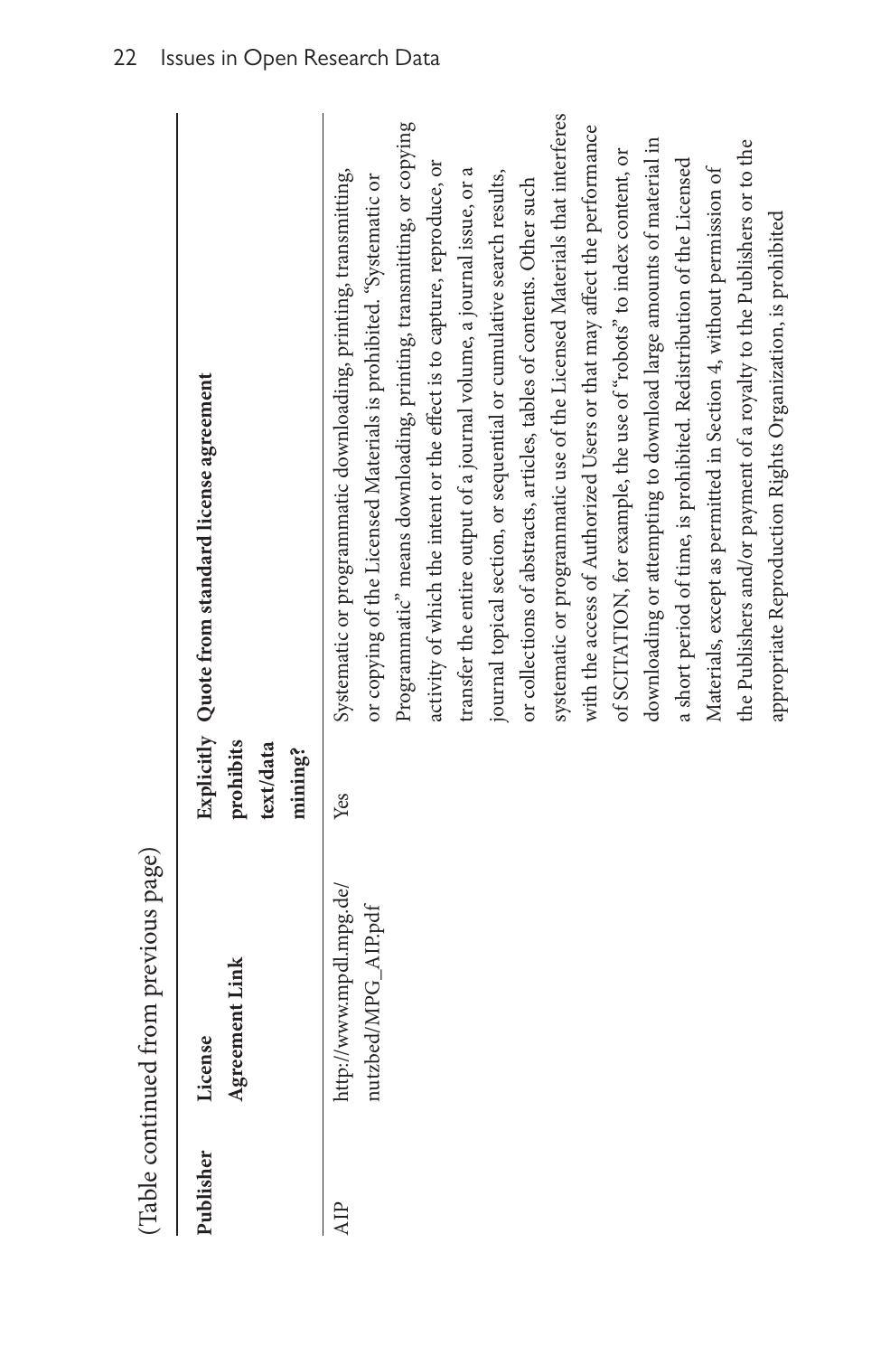(Table continued from previous page)

| Publisher | License Agreement Link | Explicitly prohibits text/data mining? | Quote from standard license agreement |
|---|---|---|---|
| AIP | http://www.mpdl.mpg.de/nutzbed/MPG_AIP.pdf | Yes | Systematic or programmatic downloading, printing, transmitting, or copying of the Licensed Materials is prohibited. "Systematic or Programmatic" means downloading, printing, transmitting, or copying activity of which the intent or the effect is to capture, reproduce, or transfer the entire output of a journal volume, a journal issue, or a journal topical section, or sequential or cumulative search results, or collections of abstracts, articles, tables of contents. Other such systematic or programmatic use of the Licensed Materials that interferes with the access of Authorized Users or that may affect the performance of SCITATION, for example, the use of "robots" to index content, or downloading or attempting to download large amounts of material in a short period of time, is prohibited. Redistribution of the Licensed Materials, except as permitted in Section 4, without permission of the Publishers and/or payment of a royalty to the Publishers or to the appropriate Reproduction Rights Organization, is prohibited |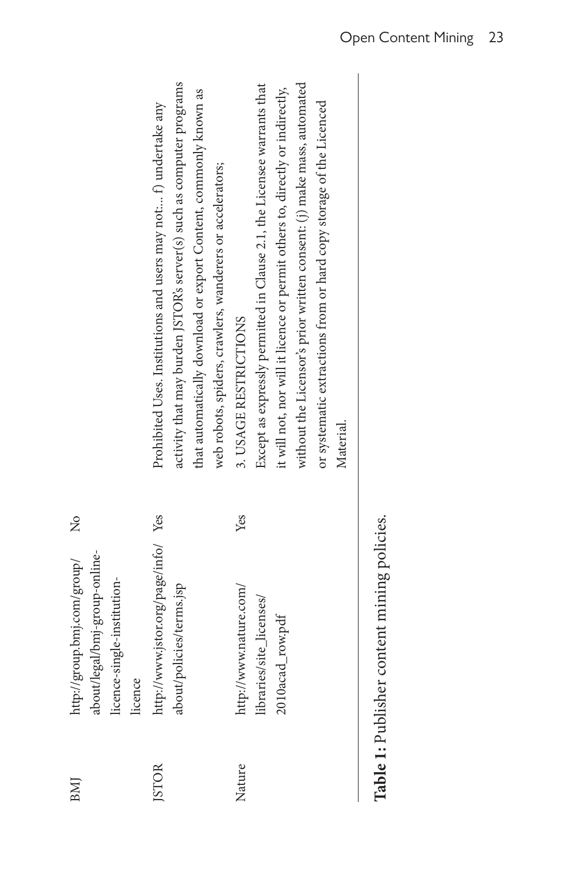| | | | |
|---|---|---|---|
| BMJ | http://group.bmj.com/group/about/legal/bmj-group-online-licence-single-institution-licence | No | |
| JSTOR | http://www.jstor.org/page/info/about/policies/terms.jsp | Yes | Prohibited Uses. Institutions and users may not.... f) undertake any activity that may burden JSTOR's server(s) such as computer programs that automatically download or export Content, commonly known as web robots, spiders, crawlers, wanderers or accelerators; |
| Nature | http://www.nature.com/libraries/site_licenses/2010acad_row.pdf | Yes | 3. USAGE RESTRICTIONS Except as expressly permitted in Clause 2.1, the Licensee warrants that it will not, nor will it licence or permit others to, directly or indirectly, without the Licensor's prior written consent: (j) make mass, automated or systematic extractions from or hard copy storage of the Licenced Material. |

**Table 1:** Publisher content mining policies.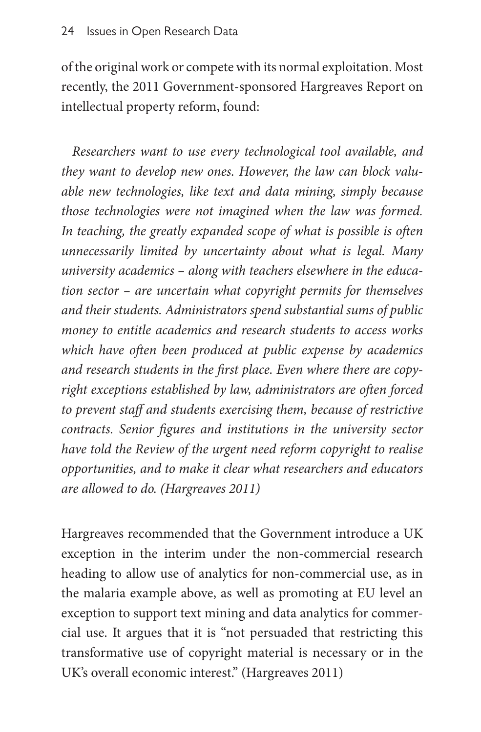of the original work or compete with its normal exploitation. Most recently, the 2011 Government-sponsored Hargreaves Report on intellectual property reform, found:

*Researchers want to use every technological tool available, and they want to develop new ones. However, the law can block valuable new technologies, like text and data mining, simply because those technologies were not imagined when the law was formed. In teaching, the greatly expanded scope of what is possible is often unnecessarily limited by uncertainty about what is legal. Many university academics – along with teachers elsewhere in the education sector – are uncertain what copyright permits for themselves and their students. Administrators spend substantial sums of public money to entitle academics and research students to access works which have often been produced at public expense by academics and research students in the first place. Even where there are copyright exceptions established by law, administrators are often forced to prevent staff and students exercising them, because of restrictive contracts. Senior figures and institutions in the university sector have told the Review of the urgent need reform copyright to realise opportunities, and to make it clear what researchers and educators are allowed to do. (Hargreaves 2011)*

Hargreaves recommended that the Government introduce a UK exception in the interim under the non-commercial research heading to allow use of analytics for non-commercial use, as in the malaria example above, as well as promoting at EU level an exception to support text mining and data analytics for commercial use. It argues that it is "not persuaded that restricting this transformative use of copyright material is necessary or in the UK's overall economic interest." (Hargreaves 2011)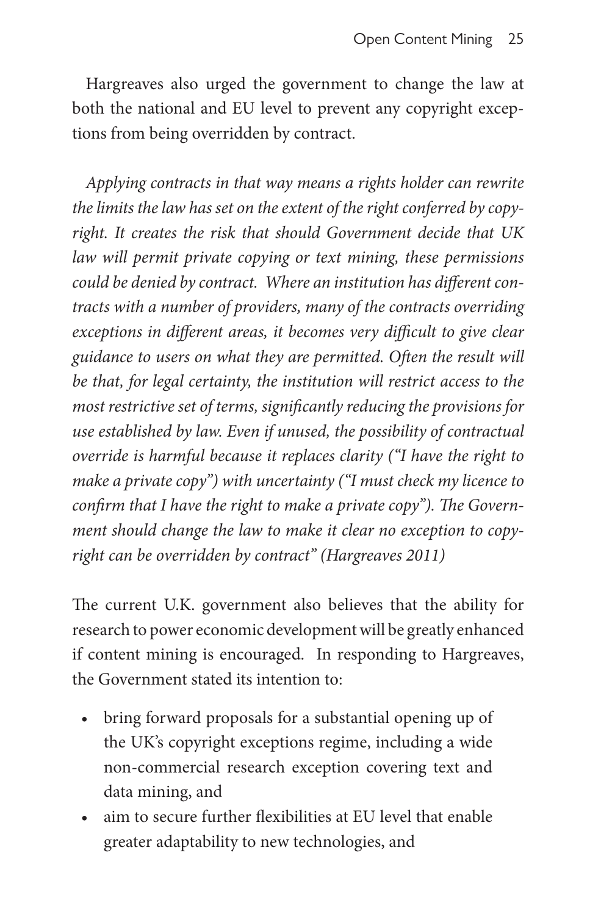Hargreaves also urged the government to change the law at both the national and EU level to prevent any copyright exceptions from being overridden by contract.

*Applying contracts in that way means a rights holder can rewrite the limits the law has set on the extent of the right conferred by copyright. It creates the risk that should Government decide that UK law will permit private copying or text mining, these permissions could be denied by contract. Where an institution has different contracts with a number of providers, many of the contracts overriding exceptions in different areas, it becomes very difficult to give clear guidance to users on what they are permitted. Often the result will be that, for legal certainty, the institution will restrict access to the most restrictive set of terms, significantly reducing the provisions for use established by law. Even if unused, the possibility of contractual override is harmful because it replaces clarity ("I have the right to make a private copy") with uncertainty ("I must check my licence to confirm that I have the right to make a private copy"). The Government should change the law to make it clear no exception to copyright can be overridden by contract" (Hargreaves 2011)*

The current U.K. government also believes that the ability for research to power economic development will be greatly enhanced if content mining is encouraged. In responding to Hargreaves, the Government stated its intention to:

- bring forward proposals for a substantial opening up of the UK's copyright exceptions regime, including a wide non-commercial research exception covering text and data mining, and
- aim to secure further flexibilities at EU level that enable greater adaptability to new technologies, and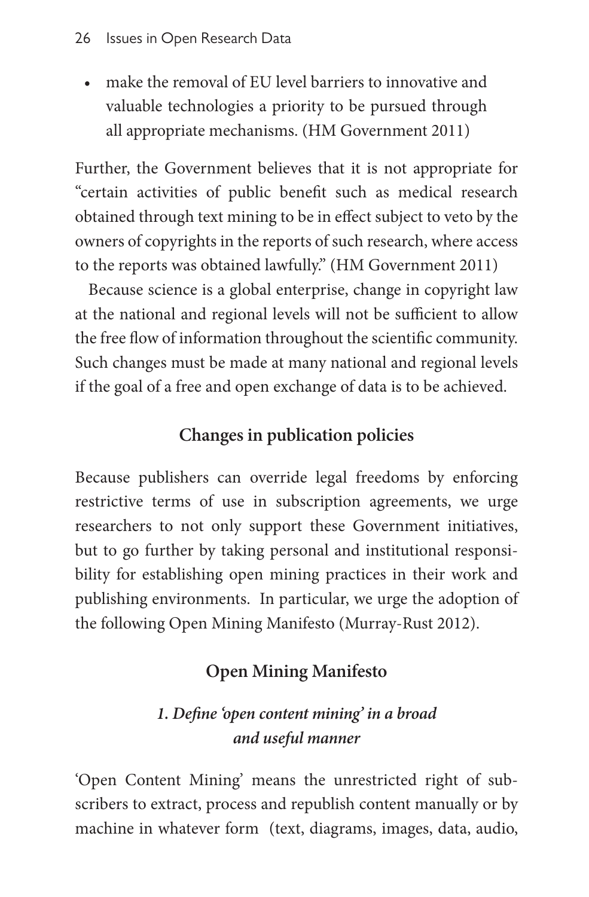- make the removal of EU level barriers to innovative and valuable technologies a priority to be pursued through all appropriate mechanisms. (HM Government 2011)

Further, the Government believes that it is not appropriate for "certain activities of public benefit such as medical research obtained through text mining to be in effect subject to veto by the owners of copyrights in the reports of such research, where access to the reports was obtained lawfully." (HM Government 2011)

Because science is a global enterprise, change in copyright law at the national and regional levels will not be sufficient to allow the free flow of information throughout the scientific community. Such changes must be made at many national and regional levels if the goal of a free and open exchange of data is to be achieved.

## Changes in publication policies

Because publishers can override legal freedoms by enforcing restrictive terms of use in subscription agreements, we urge researchers to not only support these Government initiatives, but to go further by taking personal and institutional responsibility for establishing open mining practices in their work and publishing environments. In particular, we urge the adoption of the following Open Mining Manifesto (Murray-Rust 2012).

## Open Mining Manifesto

### *1. Define 'open content mining' in a broad and useful manner*

'Open Content Mining' means the unrestricted right of subscribers to extract, process and republish content manually or by machine in whatever form (text, diagrams, images, data, audio,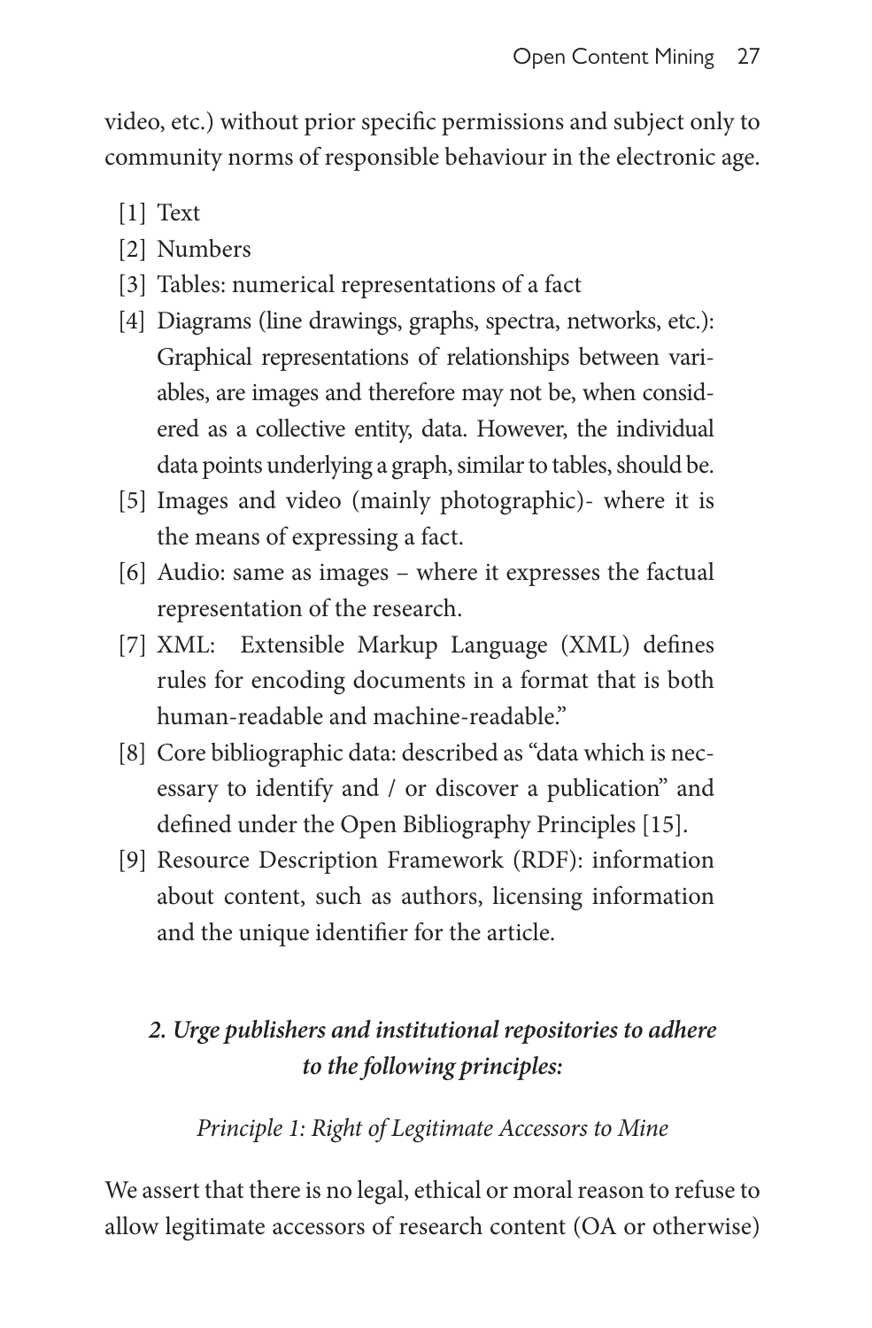video, etc.) without prior specific permissions and subject only to community norms of responsible behaviour in the electronic age.

[1] Text

[2] Numbers

[3] Tables: numerical representations of a fact

[4] Diagrams (line drawings, graphs, spectra, networks, etc.): Graphical representations of relationships between variables, are images and therefore may not be, when considered as a collective entity, data. However, the individual data points underlying a graph, similar to tables, should be.

[5] Images and video (mainly photographic)- where it is the means of expressing a fact.

[6] Audio: same as images – where it expresses the factual representation of the research.

[7] XML: Extensible Markup Language (XML) defines rules for encoding documents in a format that is both human-readable and machine-readable."

[8] Core bibliographic data: described as "data which is necessary to identify and / or discover a publication" and defined under the Open Bibliography Principles [15].

[9] Resource Description Framework (RDF): information about content, such as authors, licensing information and the unique identifier for the article.

### *2. Urge publishers and institutional repositories to adhere to the following principles:*

*Principle 1: Right of Legitimate Accessors to Mine*

We assert that there is no legal, ethical or moral reason to refuse to allow legitimate accessors of research content (OA or otherwise)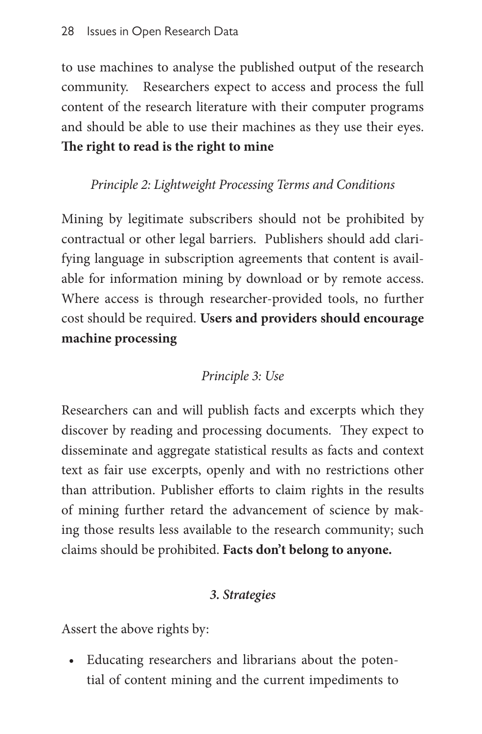to use machines to analyse the published output of the research community. Researchers expect to access and process the full content of the research literature with their computer programs and should be able to use their machines as they use their eyes. **The right to read is the right to mine**

*Principle 2: Lightweight Processing Terms and Conditions*

Mining by legitimate subscribers should not be prohibited by contractual or other legal barriers. Publishers should add clarifying language in subscription agreements that content is available for information mining by download or by remote access. Where access is through researcher-provided tools, no further cost should be required. **Users and providers should encourage machine processing**

*Principle 3: Use*

Researchers can and will publish facts and excerpts which they discover by reading and processing documents. They expect to disseminate and aggregate statistical results as facts and context text as fair use excerpts, openly and with no restrictions other than attribution. Publisher efforts to claim rights in the results of mining further retard the advancement of science by making those results less available to the research community; such claims should be prohibited. **Facts don't belong to anyone.**

***3. Strategies***

Assert the above rights by:

- Educating researchers and librarians about the potential of content mining and the current impediments to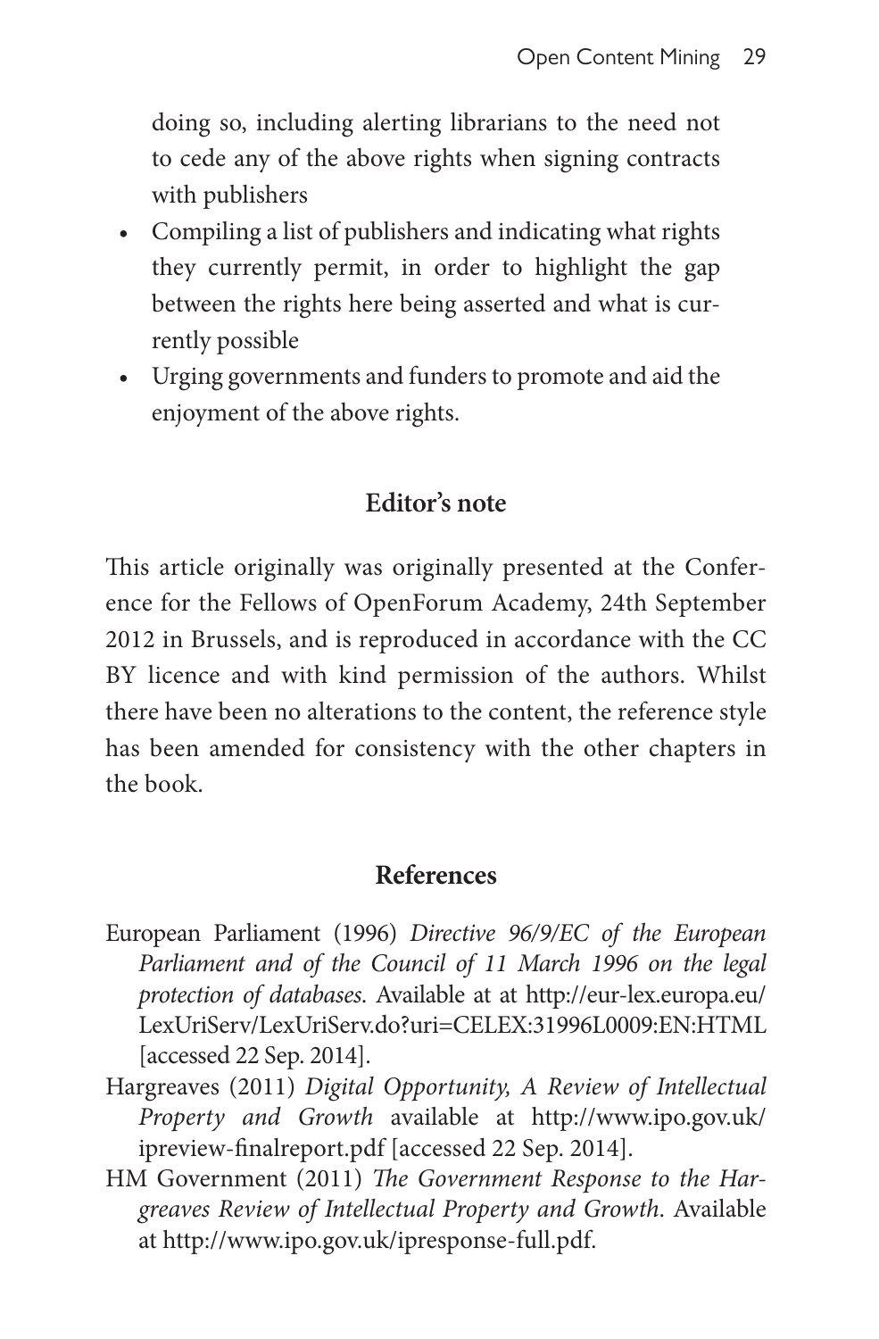doing so, including alerting librarians to the need not to cede any of the above rights when signing contracts with publishers

- Compiling a list of publishers and indicating what rights they currently permit, in order to highlight the gap between the rights here being asserted and what is currently possible
- Urging governments and funders to promote and aid the enjoyment of the above rights.

## Editor's note

This article originally was originally presented at the Conference for the Fellows of OpenForum Academy, 24th September 2012 in Brussels, and is reproduced in accordance with the CC BY licence and with kind permission of the authors. Whilst there have been no alterations to the content, the reference style has been amended for consistency with the other chapters in the book.

## References

European Parliament (1996) *Directive 96/9/EC of the European Parliament and of the Council of 11 March 1996 on the legal protection of databases*. Available at at http://eur-lex.europa.eu/LexUriServ/LexUriServ.do?uri=CELEX:31996L0009:EN:HTML [accessed 22 Sep. 2014].

Hargreaves (2011) *Digital Opportunity, A Review of Intellectual Property and Growth* available at http://www.ipo.gov.uk/ipreview-finalreport.pdf [accessed 22 Sep. 2014].

HM Government (2011) *The Government Response to the Hargreaves Review of Intellectual Property and Growth*. Available at http://www.ipo.gov.uk/ipresponse-full.pdf.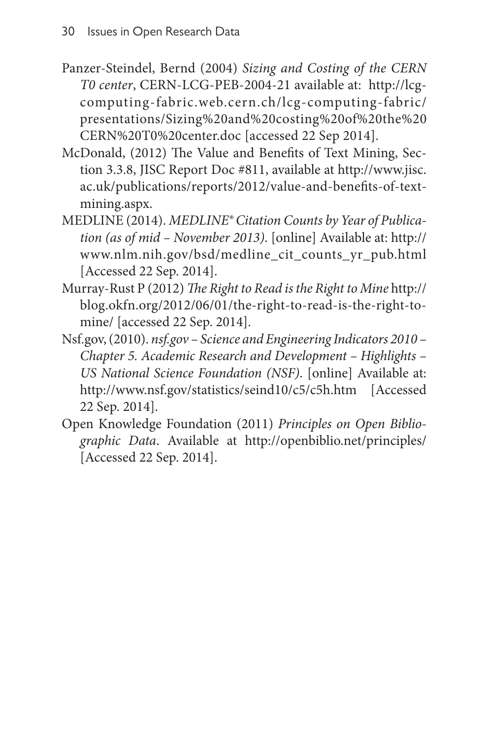Panzer-Steindel, Bernd (2004) *Sizing and Costing of the CERN T0 center*, CERN-LCG-PEB-2004-21 available at: http://lcg-computing-fabric.web.cern.ch/lcg-computing-fabric/presentations/Sizing%20and%20costing%20of%20the%20CERN%20T0%20center.doc [accessed 22 Sep 2014].

McDonald, (2012) The Value and Benefits of Text Mining, Section 3.3.8, JISC Report Doc #811, available at http://www.jisc.ac.uk/publications/reports/2012/value-and-benefits-of-text-mining.aspx.

MEDLINE (2014). *MEDLINE® Citation Counts by Year of Publication (as of mid – November 2013)*. [online] Available at: http://www.nlm.nih.gov/bsd/medline_cit_counts_yr_pub.html [Accessed 22 Sep. 2014].

Murray-Rust P (2012) *The Right to Read is the Right to Mine* http://blog.okfn.org/2012/06/01/the-right-to-read-is-the-right-to-mine/ [accessed 22 Sep. 2014].

Nsf.gov, (2010). *nsf.gov – Science and Engineering Indicators 2010 – Chapter 5. Academic Research and Development – Highlights – US National Science Foundation (NSF)*. [online] Available at: http://www.nsf.gov/statistics/seind10/c5/c5h.htm [Accessed 22 Sep. 2014].

Open Knowledge Foundation (2011) *Principles on Open Bibliographic Data*. Available at http://openbiblio.net/principles/ [Accessed 22 Sep. 2014].